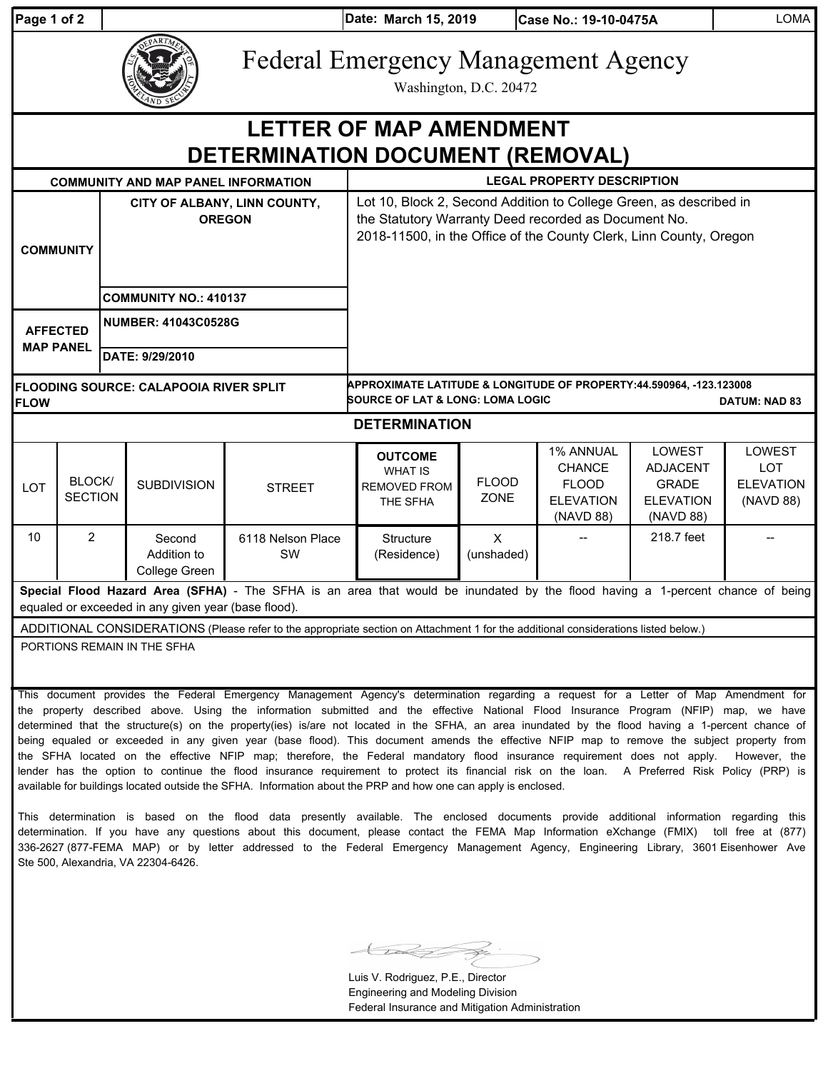| Date: March 15, 2019 | Case No.: 19-10-0475A | LOMA |
|---|---|---|

# Federal Emergency Management Agency

Washington, D.C. 20472

## LETTER OF MAP AMENDMENT DETERMINATION DOCUMENT (REMOVAL)

| COMMUNITY AND MAP PANEL INFORMATION | | LEGAL PROPERTY DESCRIPTION |
|---|---|---|
| COMMUNITY | CITY OF ALBANY, LINN COUNTY, OREGON | Lot 10, Block 2, Second Addition to College Green, as described in the Statutory Warranty Deed recorded as Document No. 2018-11500, in the Office of the County Clerk, Linn County, Oregon |
| | COMMUNITY NO.: 410137 | |
| AFFECTED MAP PANEL | NUMBER: 41043C0528G | |
| | DATE: 9/29/2010 | |

**FLOODING SOURCE: CALAPOOIA RIVER SPLIT FLOW**

**APPROXIMATE LATITUDE & LONGITUDE OF PROPERTY: 44.590964, -123.123008**
**SOURCE OF LAT & LONG: LOMA LOGIC** **DATUM: NAD 83**

### DETERMINATION

| LOT | BLOCK/ SECTION | SUBDIVISION | STREET | OUTCOME WHAT IS REMOVED FROM THE SFHA | FLOOD ZONE | 1% ANNUAL CHANCE FLOOD ELEVATION (NAVD 88) | LOWEST ADJACENT GRADE ELEVATION (NAVD 88) | LOWEST LOT ELEVATION (NAVD 88) |
|---|---|---|---|---|---|---|---|---|
| 10 | 2 | Second Addition to College Green | 6118 Nelson Place SW | Structure (Residence) | X (unshaded) | -- | 218.7 feet | -- |

**Special Flood Hazard Area (SFHA)** - The SFHA is an area that would be inundated by the flood having a 1-percent chance of being equaled or exceeded in any given year (base flood).

ADDITIONAL CONSIDERATIONS (Please refer to the appropriate section on Attachment 1 for the additional considerations listed below.)

PORTIONS REMAIN IN THE SFHA

This document provides the Federal Emergency Management Agency's determination regarding a request for a Letter of Map Amendment for the property described above. Using the information submitted and the effective National Flood Insurance Program (NFIP) map, we have determined that the structure(s) on the property(ies) is/are not located in the SFHA, an area inundated by the flood having a 1-percent chance of being equaled or exceeded in any given year (base flood). This document amends the effective NFIP map to remove the subject property from the SFHA located on the effective NFIP map; therefore, the Federal mandatory flood insurance requirement does not apply. However, the lender has the option to continue the flood insurance requirement to protect its financial risk on the loan. A Preferred Risk Policy (PRP) is available for buildings located outside the SFHA. Information about the PRP and how one can apply is enclosed.

This determination is based on the flood data presently available. The enclosed documents provide additional information regarding this determination. If you have any questions about this document, please contact the FEMA Map Information eXchange (FMIX) toll free at (877) 336-2627 (877-FEMA MAP) or by letter addressed to the Federal Emergency Management Agency, Engineering Library, 3601 Eisenhower Ave Ste 500, Alexandria, VA 22304-6426.

Luis V. Rodriguez, P.E., Director
Engineering and Modeling Division
Federal Insurance and Mitigation Administration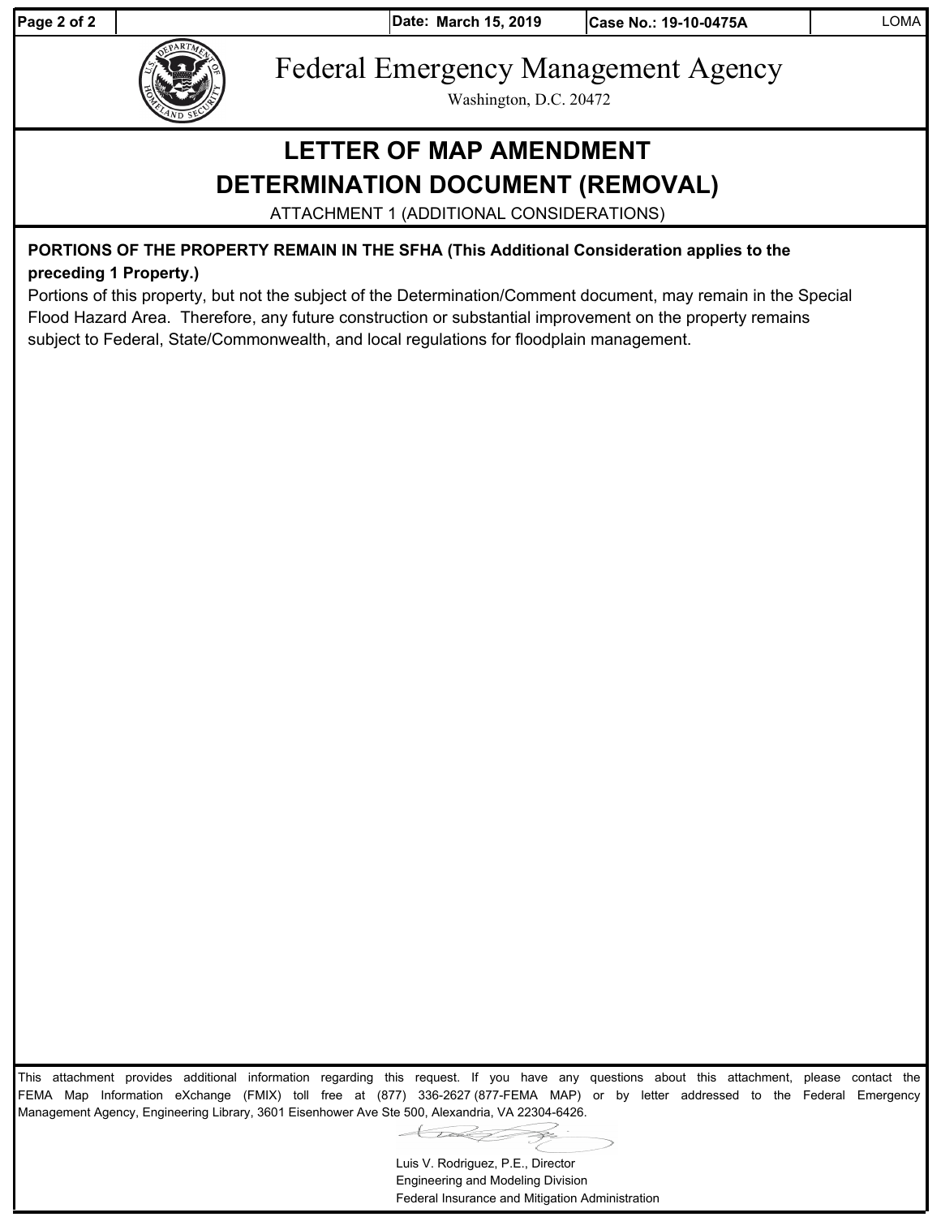Date: March 15, 2019 | Case No.: 19-10-0475A | LOMA

# Federal Emergency Management Agency

Washington, D.C. 20472

## LETTER OF MAP AMENDMENT DETERMINATION DOCUMENT (REMOVAL)

ATTACHMENT 1 (ADDITIONAL CONSIDERATIONS)

**PORTIONS OF THE PROPERTY REMAIN IN THE SFHA (This Additional Consideration applies to the preceding 1 Property.)**

Portions of this property, but not the subject of the Determination/Comment document, may remain in the Special Flood Hazard Area. Therefore, any future construction or substantial improvement on the property remains subject to Federal, State/Commonwealth, and local regulations for floodplain management.

This attachment provides additional information regarding this request. If you have any questions about this attachment, please contact the FEMA Map Information eXchange (FMIX) toll free at (877) 336-2627 (877-FEMA MAP) or by letter addressed to the Federal Emergency Management Agency, Engineering Library, 3601 Eisenhower Ave Ste 500, Alexandria, VA 22304-6426.

Luis V. Rodriguez, P.E., Director
Engineering and Modeling Division
Federal Insurance and Mitigation Administration